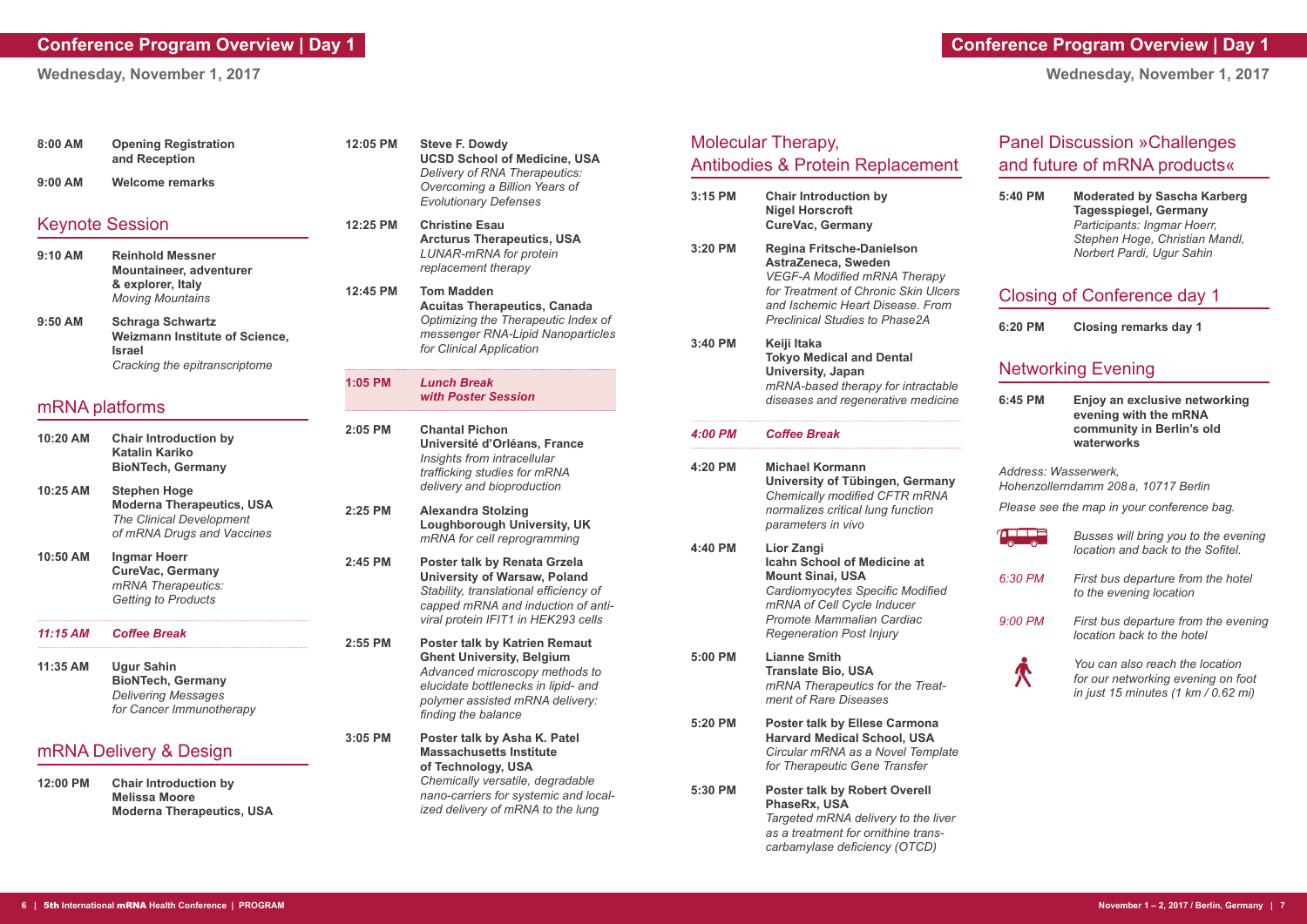# Conference Program Overview | Day 1

**Wednesday, November 1, 2017**

**8:00 AM** **Opening Registration and Reception**

**9:00 AM** **Welcome remarks**

## Keynote Session

**9:10 AM** **Reinhold Messner**
**Mountaineer, adventurer & explorer, Italy**
*Moving Mountains*

**9:50 AM** **Schraga Schwartz**
**Weizmann Institute of Science, Israel**
*Cracking the epitranscriptome*

## mRNA platforms

**10:20 AM** **Chair Introduction by Katalin Kariko**
**BioNTech, Germany**

**10:25 AM** **Stephen Hoge**
**Moderna Therapeutics, USA**
*The Clinical Development of mRNA Drugs and Vaccines*

**10:50 AM** **Ingmar Hoerr**
**CureVac, Germany**
*mRNA Therapeutics: Getting to Products*

***11:15 AM*** ***Coffee Break***

**11:35 AM** **Ugur Sahin**
**BioNTech, Germany**
*Delivering Messages for Cancer Immunotherapy*

## mRNA Delivery & Design

**12:00 PM** **Chair Introduction by Melissa Moore**
**Moderna Therapeutics, USA**

**12:05 PM** **Steve F. Dowdy**
**UCSD School of Medicine, USA**
*Delivery of RNA Therapeutics: Overcoming a Billion Years of Evolutionary Defenses*

**12:25 PM** **Christine Esau**
**Arcturus Therapeutics, USA**
*LUNAR-mRNA for protein replacement therapy*

**12:45 PM** **Tom Madden**
**Acuitas Therapeutics, Canada**
*Optimizing the Therapeutic Index of messenger RNA-Lipid Nanoparticles for Clinical Application*

**1:05 PM** ***Lunch Break with Poster Session***

**2:05 PM** **Chantal Pichon**
**Université d'Orléans, France**
*Insights from intracellular trafficking studies for mRNA delivery and bioproduction*

**2:25 PM** **Alexandra Stolzing**
**Loughborough University, UK**
*mRNA for cell reprogramming*

**2:45 PM** **Poster talk by Renata Grzela**
**University of Warsaw, Poland**
*Stability, translational efficiency of capped mRNA and induction of anti-viral protein IFIT1 in HEK293 cells*

**2:55 PM** **Poster talk by Katrien Remaut**
**Ghent University, Belgium**
*Advanced microscopy methods to elucidate bottlenecks in lipid- and polymer assisted mRNA delivery: finding the balance*

**3:05 PM** **Poster talk by Asha K. Patel**
**Massachusetts Institute of Technology, USA**
*Chemically versatile, degradable nano-carriers for systemic and localized delivery of mRNA to the lung*

## Molecular Therapy, Antibodies & Protein Replacement

**3:15 PM** **Chair Introduction by Nigel Horscroft**
**CureVac, Germany**

**3:20 PM** **Regina Fritsche-Danielson**
**AstraZeneca, Sweden**
*VEGF-A Modified mRNA Therapy for Treatment of Chronic Skin Ulcers and Ischemic Heart Disease. From Preclinical Studies to Phase2A*

**3:40 PM** **Keiji Itaka**
**Tokyo Medical and Dental University, Japan**
*mRNA-based therapy for intractable diseases and regenerative medicine*

***4:00 PM*** ***Coffee Break***

**4:20 PM** **Michael Kormann**
**University of Tübingen, Germany**
*Chemically modified CFTR mRNA normalizes critical lung function parameters in vivo*

**4:40 PM** **Lior Zangi**
**Icahn School of Medicine at Mount Sinai, USA**
*Cardiomyocytes Specific Modified mRNA of Cell Cycle Inducer Promote Mammalian Cardiac Regeneration Post Injury*

**5:00 PM** **Lianne Smith**
**Translate Bio, USA**
*mRNA Therapeutics for the Treatment of Rare Diseases*

**5:20 PM** **Poster talk by Ellese Carmona**
**Harvard Medical School, USA**
*Circular mRNA as a Novel Template for Therapeutic Gene Transfer*

**5:30 PM** **Poster talk by Robert Overell**
**PhaseRx, USA**
*Targeted mRNA delivery to the liver as a treatment for ornithine transcarbamylase deficiency (OTCD)*

## Panel Discussion »Challenges and future of mRNA products«

**5:40 PM** **Moderated by Sascha Karberg**
**Tagesspiegel, Germany**
*Participants: Ingmar Hoerr, Stephen Hoge, Christian Mandl, Norbert Pardi, Ugur Sahin*

## Closing of Conference day 1

**6:20 PM** **Closing remarks day 1**

## Networking Evening

**6:45 PM** **Enjoy an exclusive networking evening with the mRNA community in Berlin's old waterworks**

*Address: Wasserwerk, Hohenzollerndamm 208 a, 10717 Berlin*

*Please see the map in your conference bag.*

*Busses will bring you to the evening location and back to the Sofitel.*

*6:30 PM* *First bus departure from the hotel to the evening location*

*9:00 PM* *First bus departure from the evening location back to the hotel*

*You can also reach the location for our networking evening on foot in just 15 minutes (1 km / 0.62 mi)*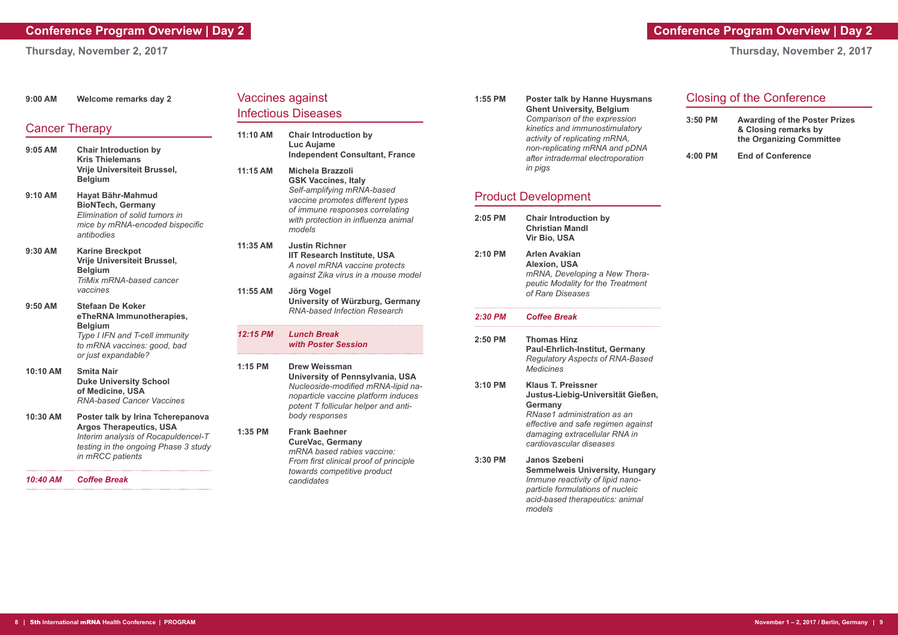## Conference Program Overview | Day 2

**Thursday, November 2, 2017**

**9:00 AM** **Welcome remarks day 2**

### Cancer Therapy

**9:05 AM** **Chair Introduction by Kris Thielemans**
**Vrije Universiteit Brussel, Belgium**

**9:10 AM** **Hayat Bähr-Mahmud**
**BioNTech, Germany**
*Elimination of solid tumors in mice by mRNA-encoded bispecific antibodies*

**9:30 AM** **Karine Breckpot**
**Vrije Universiteit Brussel, Belgium**
*TriMix mRNA-based cancer vaccines*

**9:50 AM** **Stefaan De Koker**
**eTheRNA Immunotherapies, Belgium**
*Type I IFN and T-cell immunity to mRNA vaccines: good, bad or just expandable?*

**10:10 AM** **Smita Nair**
**Duke University School of Medicine, USA**
*RNA-based Cancer Vaccines*

**10:30 AM** **Poster talk by Irina Tcherepanova**
**Argos Therapeutics, USA**
*Interim analysis of Rocapuldencel-T testing in the ongoing Phase 3 study in mRCC patients*

***10:40 AM*** ***Coffee Break***

### Vaccines against Infectious Diseases

**11:10 AM** **Chair Introduction by Luc Aujame**
**Independent Consultant, France**

**11:15 AM** **Michela Brazzoli**
**GSK Vaccines, Italy**
*Self-amplifying mRNA-based vaccine promotes different types of immune responses correlating with protection in influenza animal models*

**11:35 AM** **Justin Richner**
**IIT Research Institute, USA**
*A novel mRNA vaccine protects against Zika virus in a mouse model*

**11:55 AM** **Jörg Vogel**
**University of Würzburg, Germany**
*RNA-based Infection Research*

***12:15 PM*** ***Lunch Break with Poster Session***

**1:15 PM** **Drew Weissman**
**University of Pennsylvania, USA**
*Nucleoside-modified mRNA-lipid nanoparticle vaccine platform induces potent T follicular helper and antibody responses*

**1:35 PM** **Frank Baehner**
**CureVac, Germany**
*mRNA based rabies vaccine: From first clinical proof of principle towards competitive product candidates*

**1:55 PM** **Poster talk by Hanne Huysmans**
**Ghent University, Belgium**
*Comparison of the expression kinetics and immunostimulatory activity of replicating mRNA, non-replicating mRNA and pDNA after intradermal electroporation in pigs*

### Product Development

**2:05 PM** **Chair Introduction by Christian Mandl**
**Vir Bio, USA**

**2:10 PM** **Arlen Avakian**
**Alexion, USA**
*mRNA, Developing a New Therapeutic Modality for the Treatment of Rare Diseases*

***2:30 PM*** ***Coffee Break***

**2:50 PM** **Thomas Hinz**
**Paul-Ehrlich-Institut, Germany**
*Regulatory Aspects of RNA-Based Medicines*

**3:10 PM** **Klaus T. Preissner**
**Justus-Liebig-Universität Gießen, Germany**
*RNase1 administration as an effective and safe regimen against damaging extracellular RNA in cardiovascular diseases*

**3:30 PM** **Janos Szebeni**
**Semmelweis University, Hungary**
*Immune reactivity of lipid nanoparticle formulations of nucleic acid-based therapeutics: animal models*

### Closing of the Conference

**3:50 PM** **Awarding of the Poster Prizes & Closing remarks by the Organizing Committee**

**4:00 PM** **End of Conference**